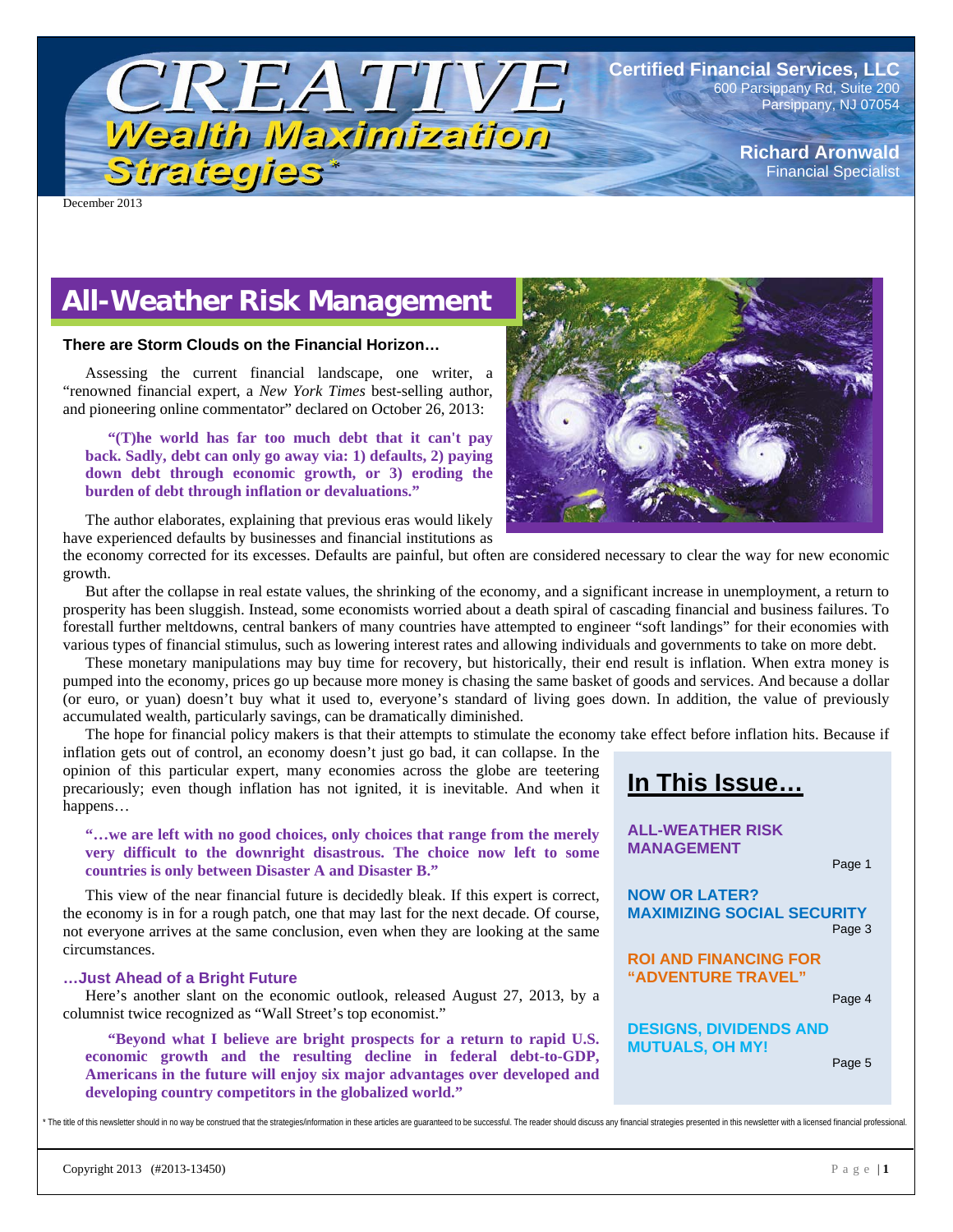# CREATIVE Wealth Maximization Strategies*

**Certified Financial Services, LLC**
600 Parsippany Rd, Suite 200
Parsippany, NJ 07054

**Richard Aronwald**
Financial Specialist

December 2013

## All-Weather Risk Management

**There are Storm Clouds on the Financial Horizon…**

Assessing the current financial landscape, one writer, a "renowned financial expert, a *New York Times* best-selling author, and pioneering online commentator" declared on October 26, 2013:

> **"(T)he world has far too much debt that it can't pay back. Sadly, debt can only go away via: 1) defaults, 2) paying down debt through economic growth, or 3) eroding the burden of debt through inflation or devaluations."**

The author elaborates, explaining that previous eras would likely have experienced defaults by businesses and financial institutions as the economy corrected for its excesses. Defaults are painful, but often are considered necessary to clear the way for new economic growth.

But after the collapse in real estate values, the shrinking of the economy, and a significant increase in unemployment, a return to prosperity has been sluggish. Instead, some economists worried about a death spiral of cascading financial and business failures. To forestall further meltdowns, central bankers of many countries have attempted to engineer "soft landings" for their economies with various types of financial stimulus, such as lowering interest rates and allowing individuals and governments to take on more debt.

These monetary manipulations may buy time for recovery, but historically, their end result is inflation. When extra money is pumped into the economy, prices go up because more money is chasing the same basket of goods and services. And because a dollar (or euro, or yuan) doesn't buy what it used to, everyone's standard of living goes down. In addition, the value of previously accumulated wealth, particularly savings, can be dramatically diminished.

The hope for financial policy makers is that their attempts to stimulate the economy take effect before inflation hits. Because if inflation gets out of control, an economy doesn't just go bad, it can collapse. In the opinion of this particular expert, many economies across the globe are teetering precariously; even though inflation has not ignited, it is inevitable. And when it happens…

> **"…we are left with no good choices, only choices that range from the merely very difficult to the downright disastrous. The choice now left to some countries is only between Disaster A and Disaster B."**

This view of the near financial future is decidedly bleak. If this expert is correct, the economy is in for a rough patch, one that may last for the next decade. Of course, not everyone arrives at the same conclusion, even when they are looking at the same circumstances.

### …Just Ahead of a Bright Future

Here's another slant on the economic outlook, released August 27, 2013, by a columnist twice recognized as "Wall Street's top economist."

> **"Beyond what I believe are bright prospects for a return to rapid U.S. economic growth and the resulting decline in federal debt-to-GDP, Americans in the future will enjoy six major advantages over developed and developing country competitors in the globalized world."**

## In This Issue…

**ALL-WEATHER RISK MANAGEMENT** — Page 1

**NOW OR LATER? MAXIMIZING SOCIAL SECURITY** — Page 3

**ROI AND FINANCING FOR "ADVENTURE TRAVEL"** — Page 4

**DESIGNS, DIVIDENDS AND MUTUALS, OH MY!** — Page 5

* The title of this newsletter should in no way be construed that the strategies/information in these articles are guaranteed to be successful. The reader should discuss any financial strategies presented in this newsletter with a licensed financial professional.

Copyright 2013 (#2013-13450)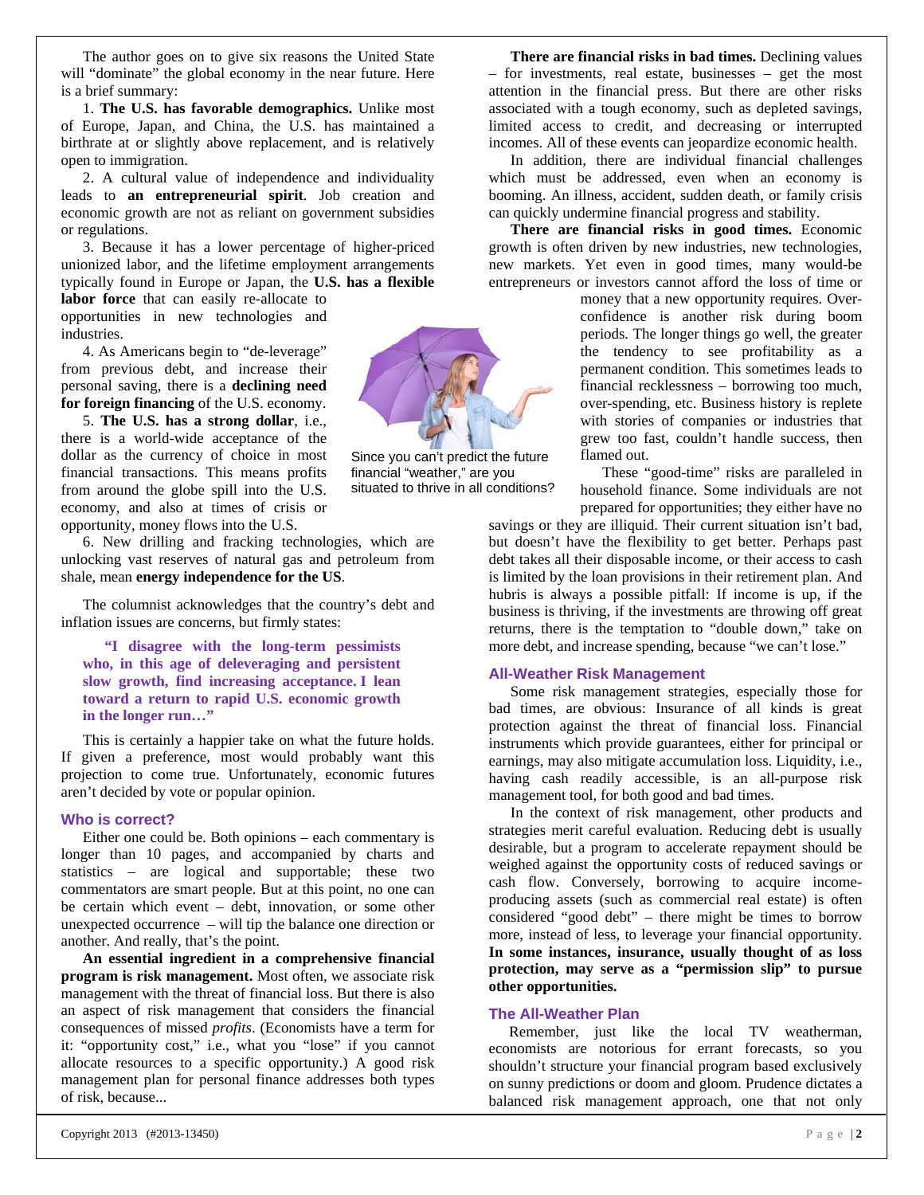The author goes on to give six reasons the United State will "dominate" the global economy in the near future. Here is a brief summary:

1. **The U.S. has favorable demographics.** Unlike most of Europe, Japan, and China, the U.S. has maintained a birthrate at or slightly above replacement, and is relatively open to immigration.

2. A cultural value of independence and individuality leads to **an entrepreneurial spirit**. Job creation and economic growth are not as reliant on government subsidies or regulations.

3. Because it has a lower percentage of higher-priced unionized labor, and the lifetime employment arrangements typically found in Europe or Japan, the **U.S. has a flexible labor force** that can easily re-allocate to opportunities in new technologies and industries.

4. As Americans begin to "de-leverage" from previous debt, and increase their personal saving, there is a **declining need for foreign financing** of the U.S. economy.

5. **The U.S. has a strong dollar**, i.e., there is a world-wide acceptance of the dollar as the currency of choice in most financial transactions. This means profits from around the globe spill into the U.S. economy, and also at times of crisis or opportunity, money flows into the U.S.

6. New drilling and fracking technologies, which are unlocking vast reserves of natural gas and petroleum from shale, mean **energy independence for the US**.

Since you can't predict the future financial "weather," are you situated to thrive in all conditions?

The columnist acknowledges that the country's debt and inflation issues are concerns, but firmly states:

> **"I disagree with the long-term pessimists who, in this age of deleveraging and persistent slow growth, find increasing acceptance. I lean toward a return to rapid U.S. economic growth in the longer run…"**

This is certainly a happier take on what the future holds. If given a preference, most would probably want this projection to come true. Unfortunately, economic futures aren't decided by vote or popular opinion.

### Who is correct?

Either one could be. Both opinions – each commentary is longer than 10 pages, and accompanied by charts and statistics – are logical and supportable; these two commentators are smart people. But at this point, no one can be certain which event – debt, innovation, or some other unexpected occurrence – will tip the balance one direction or another. And really, that's the point.

**An essential ingredient in a comprehensive financial program is risk management.** Most often, we associate risk management with the threat of financial loss. But there is also an aspect of risk management that considers the financial consequences of missed *profits*. (Economists have a term for it: "opportunity cost," i.e., what you "lose" if you cannot allocate resources to a specific opportunity.) A good risk management plan for personal finance addresses both types of risk, because...

**There are financial risks in bad times.** Declining values – for investments, real estate, businesses – get the most attention in the financial press. But there are other risks associated with a tough economy, such as depleted savings, limited access to credit, and decreasing or interrupted incomes. All of these events can jeopardize economic health.

In addition, there are individual financial challenges which must be addressed, even when an economy is booming. An illness, accident, sudden death, or family crisis can quickly undermine financial progress and stability.

**There are financial risks in good times.** Economic growth is often driven by new industries, new technologies, new markets. Yet even in good times, many would-be entrepreneurs or investors cannot afford the loss of time or money that a new opportunity requires. Over-confidence is another risk during boom periods. The longer things go well, the greater the tendency to see profitability as a permanent condition. This sometimes leads to financial recklessness – borrowing too much, over-spending, etc. Business history is replete with stories of companies or industries that grew too fast, couldn't handle success, then flamed out.

These "good-time" risks are paralleled in household finance. Some individuals are not prepared for opportunities; they either have no savings or they are illiquid. Their current situation isn't bad, but doesn't have the flexibility to get better. Perhaps past debt takes all their disposable income, or their access to cash is limited by the loan provisions in their retirement plan. And hubris is always a possible pitfall: If income is up, if the business is thriving, if the investments are throwing off great returns, there is the temptation to "double down," take on more debt, and increase spending, because "we can't lose."

### All-Weather Risk Management

Some risk management strategies, especially those for bad times, are obvious: Insurance of all kinds is great protection against the threat of financial loss. Financial instruments which provide guarantees, either for principal or earnings, may also mitigate accumulation loss. Liquidity, i.e., having cash readily accessible, is an all-purpose risk management tool, for both good and bad times.

In the context of risk management, other products and strategies merit careful evaluation. Reducing debt is usually desirable, but a program to accelerate repayment should be weighed against the opportunity costs of reduced savings or cash flow. Conversely, borrowing to acquire income-producing assets (such as commercial real estate) is often considered "good debt" – there might be times to borrow more, instead of less, to leverage your financial opportunity. **In some instances, insurance, usually thought of as loss protection, may serve as a "permission slip" to pursue other opportunities.**

### The All-Weather Plan

Remember, just like the local TV weatherman, economists are notorious for errant forecasts, so you shouldn't structure your financial program based exclusively on sunny predictions or doom and gloom. Prudence dictates a balanced risk management approach, one that not only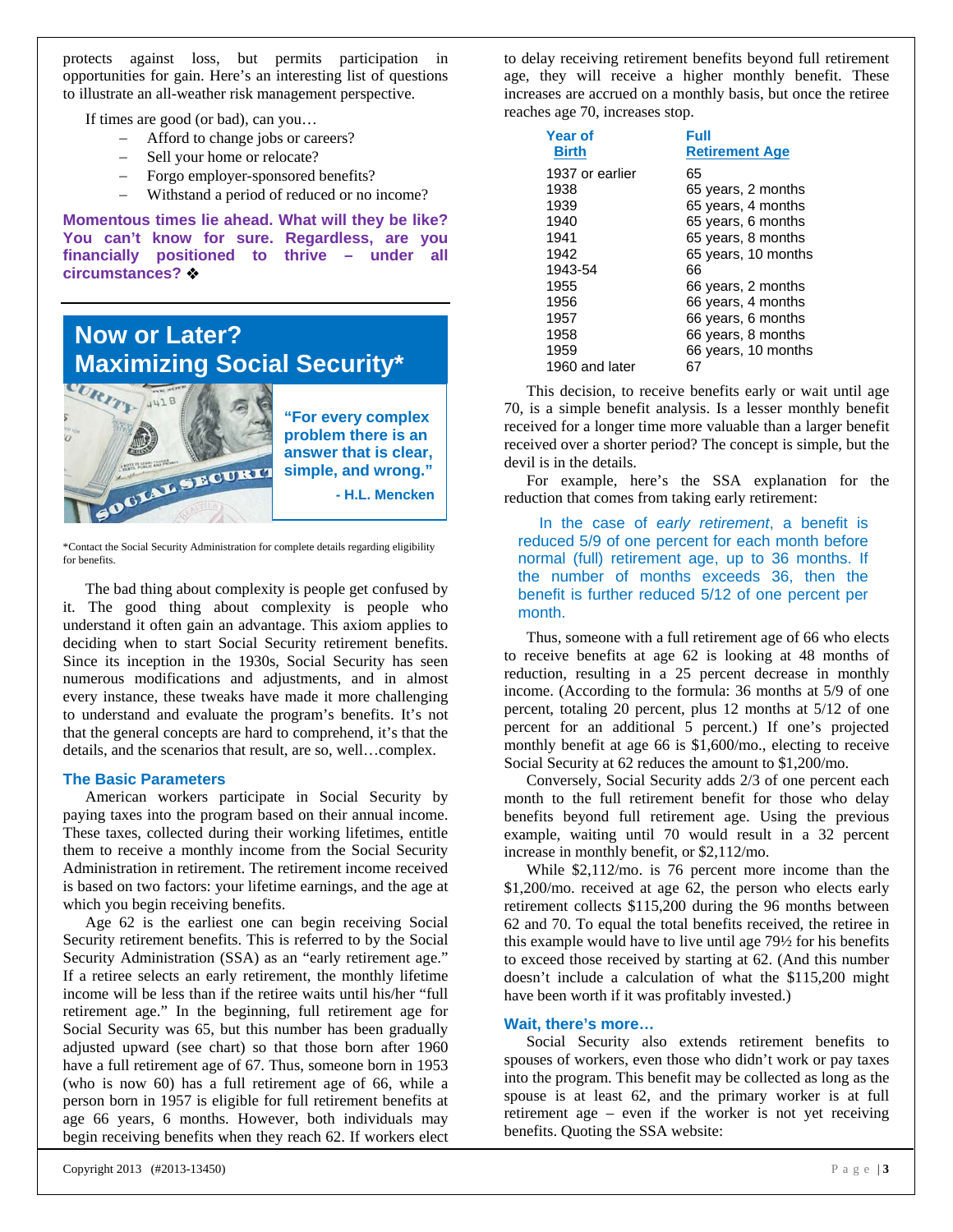protects against loss, but permits participation in opportunities for gain. Here's an interesting list of questions to illustrate an all-weather risk management perspective.

If times are good (or bad), can you…

- Afford to change jobs or careers?
- Sell your home or relocate?
- Forgo employer-sponsored benefits?
- Withstand a period of reduced or no income?

**Momentous times lie ahead. What will they be like? You can't know for sure. Regardless, are you financially positioned to thrive – under all circumstances?** ❖

## Now or Later? Maximizing Social Security*

**"For every complex problem there is an answer that is clear, simple, and wrong."**

**- H.L. Mencken**

*Contact the Social Security Administration for complete details regarding eligibility for benefits.

The bad thing about complexity is people get confused by it. The good thing about complexity is people who understand it often gain an advantage. This axiom applies to deciding when to start Social Security retirement benefits. Since its inception in the 1930s, Social Security has seen numerous modifications and adjustments, and in almost every instance, these tweaks have made it more challenging to understand and evaluate the program's benefits. It's not that the general concepts are hard to comprehend, it's that the details, and the scenarios that result, are so, well…complex.

### The Basic Parameters

American workers participate in Social Security by paying taxes into the program based on their annual income. These taxes, collected during their working lifetimes, entitle them to receive a monthly income from the Social Security Administration in retirement. The retirement income received is based on two factors: your lifetime earnings, and the age at which you begin receiving benefits.

Age 62 is the earliest one can begin receiving Social Security retirement benefits. This is referred to by the Social Security Administration (SSA) as an "early retirement age." If a retiree selects an early retirement, the monthly lifetime income will be less than if the retiree waits until his/her "full retirement age." In the beginning, full retirement age for Social Security was 65, but this number has been gradually adjusted upward (see chart) so that those born after 1960 have a full retirement age of 67. Thus, someone born in 1953 (who is now 60) has a full retirement age of 66, while a person born in 1957 is eligible for full retirement benefits at age 66 years, 6 months. However, both individuals may begin receiving benefits when they reach 62. If workers elect to delay receiving retirement benefits beyond full retirement age, they will receive a higher monthly benefit. These increases are accrued on a monthly basis, but once the retiree reaches age 70, increases stop.

| Year of Birth | Full Retirement Age |
|---|---|
| 1937 or earlier | 65 |
| 1938 | 65 years, 2 months |
| 1939 | 65 years, 4 months |
| 1940 | 65 years, 6 months |
| 1941 | 65 years, 8 months |
| 1942 | 65 years, 10 months |
| 1943-54 | 66 |
| 1955 | 66 years, 2 months |
| 1956 | 66 years, 4 months |
| 1957 | 66 years, 6 months |
| 1958 | 66 years, 8 months |
| 1959 | 66 years, 10 months |
| 1960 and later | 67 |

This decision, to receive benefits early or wait until age 70, is a simple benefit analysis. Is a lesser monthly benefit received for a longer time more valuable than a larger benefit received over a shorter period? The concept is simple, but the devil is in the details.

For example, here's the SSA explanation for the reduction that comes from taking early retirement:

> In the case of *early retirement*, a benefit is reduced 5/9 of one percent for each month before normal (full) retirement age, up to 36 months. If the number of months exceeds 36, then the benefit is further reduced 5/12 of one percent per month.

Thus, someone with a full retirement age of 66 who elects to receive benefits at age 62 is looking at 48 months of reduction, resulting in a 25 percent decrease in monthly income. (According to the formula: 36 months at 5/9 of one percent, totaling 20 percent, plus 12 months at 5/12 of one percent for an additional 5 percent.) If one's projected monthly benefit at age 66 is $1,600/mo., electing to receive Social Security at 62 reduces the amount to $1,200/mo.

Conversely, Social Security adds 2/3 of one percent each month to the full retirement benefit for those who delay benefits beyond full retirement age. Using the previous example, waiting until 70 would result in a 32 percent increase in monthly benefit, or $2,112/mo.

While $2,112/mo. is 76 percent more income than the $1,200/mo. received at age 62, the person who elects early retirement collects $115,200 during the 96 months between 62 and 70. To equal the total benefits received, the retiree in this example would have to live until age 79½ for his benefits to exceed those received by starting at 62. (And this number doesn't include a calculation of what the $115,200 might have been worth if it was profitably invested.)

### Wait, there's more…

Social Security also extends retirement benefits to spouses of workers, even those who didn't work or pay taxes into the program. This benefit may be collected as long as the spouse is at least 62, and the primary worker is at full retirement age – even if the worker is not yet receiving benefits. Quoting the SSA website:

Copyright 2013 (#2013-13450)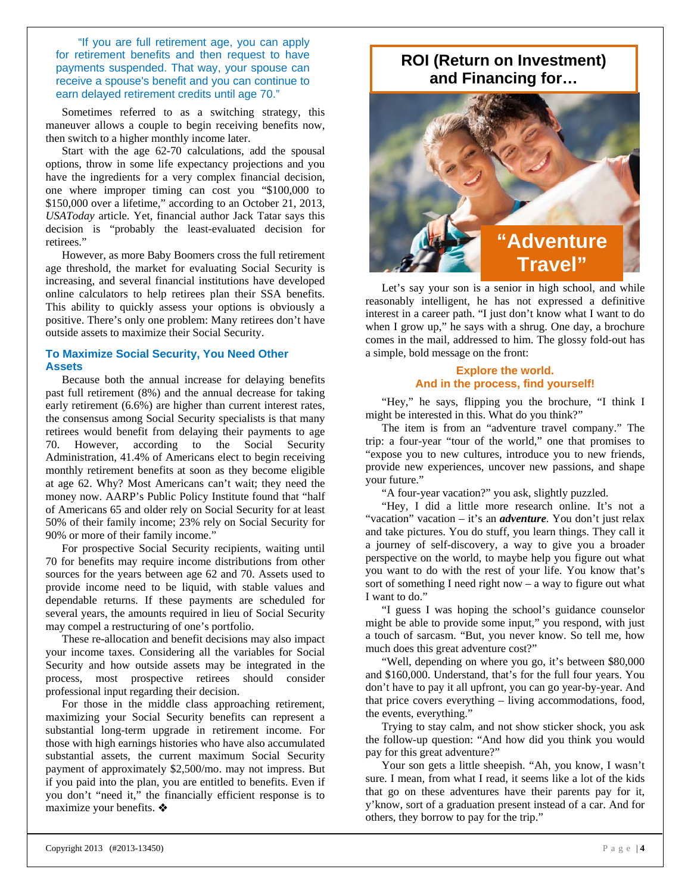"If you are full retirement age, you can apply for retirement benefits and then request to have payments suspended. That way, your spouse can receive a spouse's benefit and you can continue to earn delayed retirement credits until age 70."

Sometimes referred to as a switching strategy, this maneuver allows a couple to begin receiving benefits now, then switch to a higher monthly income later.

Start with the age 62-70 calculations, add the spousal options, throw in some life expectancy projections and you have the ingredients for a very complex financial decision, one where improper timing can cost you "$100,000 to $150,000 over a lifetime," according to an October 21, 2013, *USAToday* article. Yet, financial author Jack Tatar says this decision is "probably the least-evaluated decision for retirees."

However, as more Baby Boomers cross the full retirement age threshold, the market for evaluating Social Security is increasing, and several financial institutions have developed online calculators to help retirees plan their SSA benefits. This ability to quickly assess your options is obviously a positive. There's only one problem: Many retirees don't have outside assets to maximize their Social Security.

### To Maximize Social Security, You Need Other Assets

Because both the annual increase for delaying benefits past full retirement (8%) and the annual decrease for taking early retirement (6.6%) are higher than current interest rates, the consensus among Social Security specialists is that many retirees would benefit from delaying their payments to age 70. However, according to the Social Security Administration, 41.4% of Americans elect to begin receiving monthly retirement benefits at soon as they become eligible at age 62. Why? Most Americans can't wait; they need the money now. AARP's Public Policy Institute found that "half of Americans 65 and older rely on Social Security for at least 50% of their family income; 23% rely on Social Security for 90% or more of their family income."

For prospective Social Security recipients, waiting until 70 for benefits may require income distributions from other sources for the years between age 62 and 70. Assets used to provide income need to be liquid, with stable values and dependable returns. If these payments are scheduled for several years, the amounts required in lieu of Social Security may compel a restructuring of one's portfolio.

These re-allocation and benefit decisions may also impact your income taxes. Considering all the variables for Social Security and how outside assets may be integrated in the process, most prospective retirees should consider professional input regarding their decision.

For those in the middle class approaching retirement, maximizing your Social Security benefits can represent a substantial long-term upgrade in retirement income. For those with high earnings histories who have also accumulated substantial assets, the current maximum Social Security payment of approximately $2,500/mo. may not impress. But if you paid into the plan, you are entitled to benefits. Even if you don't "need it," the financially efficient response is to maximize your benefits. ❖

## ROI (Return on Investment) and Financing for… "Adventure Travel"

Let's say your son is a senior in high school, and while reasonably intelligent, he has not expressed a definitive interest in a career path. "I just don't know what I want to do when I grow up," he says with a shrug. One day, a brochure comes in the mail, addressed to him. The glossy fold-out has a simple, bold message on the front:

**Explore the world.**
**And in the process, find yourself!**

"Hey," he says, flipping you the brochure, "I think I might be interested in this. What do you think?"

The item is from an "adventure travel company." The trip: a four-year "tour of the world," one that promises to "expose you to new cultures, introduce you to new friends, provide new experiences, uncover new passions, and shape your future."

"A four-year vacation?" you ask, slightly puzzled.

"Hey, I did a little more research online. It's not a "vacation" vacation – it's an ***adventure***. You don't just relax and take pictures. You do stuff, you learn things. They call it a journey of self-discovery, a way to give you a broader perspective on the world, to maybe help you figure out what you want to do with the rest of your life. You know that's sort of something I need right now – a way to figure out what I want to do."

"I guess I was hoping the school's guidance counselor might be able to provide some input," you respond, with just a touch of sarcasm. "But, you never know. So tell me, how much does this great adventure cost?"

"Well, depending on where you go, it's between $80,000 and $160,000. Understand, that's for the full four years. You don't have to pay it all upfront, you can go year-by-year. And that price covers everything – living accommodations, food, the events, everything."

Trying to stay calm, and not show sticker shock, you ask the follow-up question: "And how did you think you would pay for this great adventure?"

Your son gets a little sheepish. "Ah, you know, I wasn't sure. I mean, from what I read, it seems like a lot of the kids that go on these adventures have their parents pay for it, y'know, sort of a graduation present instead of a car. And for others, they borrow to pay for the trip."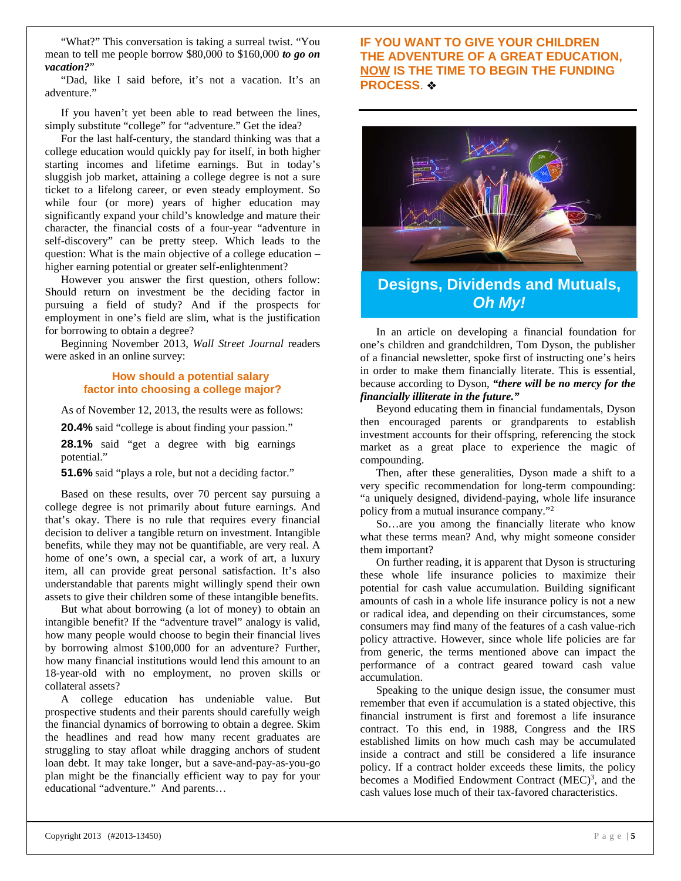"What?" This conversation is taking a surreal twist. "You mean to tell me people borrow $80,000 to $160,000 ***to go on vacation?***"

"Dad, like I said before, it's not a vacation. It's an adventure."

If you haven't yet been able to read between the lines, simply substitute "college" for "adventure." Get the idea?

For the last half-century, the standard thinking was that a college education would quickly pay for itself, in both higher starting incomes and lifetime earnings. But in today's sluggish job market, attaining a college degree is not a sure ticket to a lifelong career, or even steady employment. So while four (or more) years of higher education may significantly expand your child's knowledge and mature their character, the financial costs of a four-year "adventure in self-discovery" can be pretty steep. Which leads to the question: What is the main objective of a college education – higher earning potential or greater self-enlightenment?

However you answer the first question, others follow: Should return on investment be the deciding factor in pursuing a field of study? And if the prospects for employment in one's field are slim, what is the justification for borrowing to obtain a degree?

Beginning November 2013, *Wall Street Journal* readers were asked in an online survey:

**How should a potential salary factor into choosing a college major?**

As of November 12, 2013, the results were as follows:

**20.4%** said "college is about finding your passion."

**28.1%** said "get a degree with big earnings potential."

**51.6%** said "plays a role, but not a deciding factor."

Based on these results, over 70 percent say pursuing a college degree is not primarily about future earnings. And that's okay. There is no rule that requires every financial decision to deliver a tangible return on investment. Intangible benefits, while they may not be quantifiable, are very real. A home of one's own, a special car, a work of art, a luxury item, all can provide great personal satisfaction. It's also understandable that parents might willingly spend their own assets to give their children some of these intangible benefits.

But what about borrowing (a lot of money) to obtain an intangible benefit? If the "adventure travel" analogy is valid, how many people would choose to begin their financial lives by borrowing almost $100,000 for an adventure? Further, how many financial institutions would lend this amount to an 18-year-old with no employment, no proven skills or collateral assets?

A college education has undeniable value. But prospective students and their parents should carefully weigh the financial dynamics of borrowing to obtain a degree. Skim the headlines and read how many recent graduates are struggling to stay afloat while dragging anchors of student loan debt. It may take longer, but a save-and-pay-as-you-go plan might be the financially efficient way to pay for your educational "adventure." And parents…

**IF YOU WANT TO GIVE YOUR CHILDREN THE ADVENTURE OF A GREAT EDUCATION, NOW IS THE TIME TO BEGIN THE FUNDING PROCESS.** ❖

## Designs, Dividends and Mutuals, *Oh My!*

In an article on developing a financial foundation for one's children and grandchildren, Tom Dyson, the publisher of a financial newsletter, spoke first of instructing one's heirs in order to make them financially literate. This is essential, because according to Dyson, ***"there will be no mercy for the financially illiterate in the future."***

Beyond educating them in financial fundamentals, Dyson then encouraged parents or grandparents to establish investment accounts for their offspring, referencing the stock market as a great place to experience the magic of compounding.

Then, after these generalities, Dyson made a shift to a very specific recommendation for long-term compounding: "a uniquely designed, dividend-paying, whole life insurance policy from a mutual insurance company."[2]

So…are you among the financially literate who know what these terms mean? And, why might someone consider them important?

On further reading, it is apparent that Dyson is structuring these whole life insurance policies to maximize their potential for cash value accumulation. Building significant amounts of cash in a whole life insurance policy is not a new or radical idea, and depending on their circumstances, some consumers may find many of the features of a cash value-rich policy attractive. However, since whole life policies are far from generic, the terms mentioned above can impact the performance of a contract geared toward cash value accumulation.

Speaking to the unique design issue, the consumer must remember that even if accumulation is a stated objective, this financial instrument is first and foremost a life insurance contract. To this end, in 1988, Congress and the IRS established limits on how much cash may be accumulated inside a contract and still be considered a life insurance policy. If a contract holder exceeds these limits, the policy becomes a Modified Endowment Contract (MEC)[3], and the cash values lose much of their tax-favored characteristics.

Copyright 2013 (#2013-13450)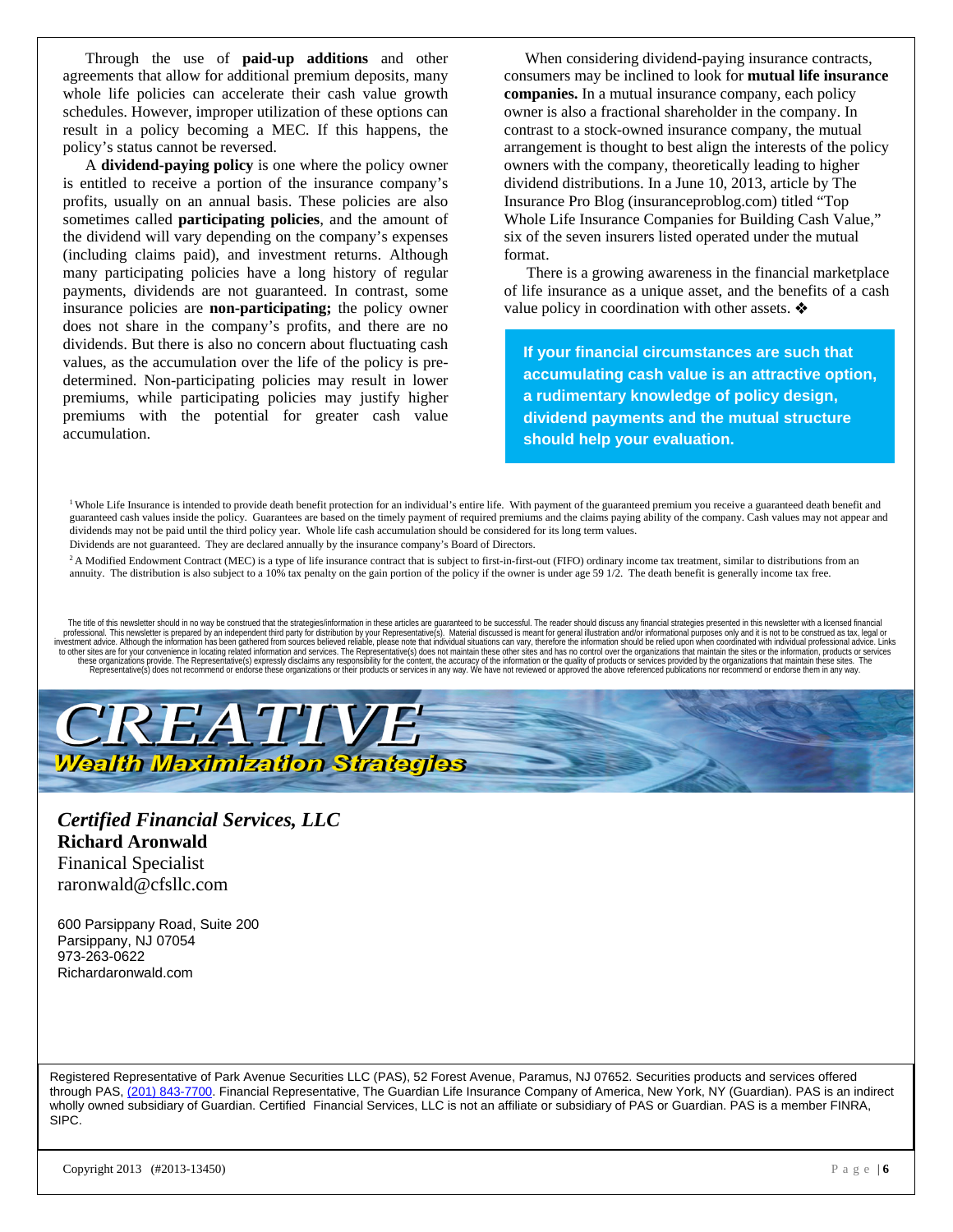Through the use of **paid-up additions** and other agreements that allow for additional premium deposits, many whole life policies can accelerate their cash value growth schedules. However, improper utilization of these options can result in a policy becoming a MEC. If this happens, the policy's status cannot be reversed.

A **dividend-paying policy** is one where the policy owner is entitled to receive a portion of the insurance company's profits, usually on an annual basis. These policies are also sometimes called **participating policies**, and the amount of the dividend will vary depending on the company's expenses (including claims paid), and investment returns. Although many participating policies have a long history of regular payments, dividends are not guaranteed. In contrast, some insurance policies are **non-participating;** the policy owner does not share in the company's profits, and there are no dividends. But there is also no concern about fluctuating cash values, as the accumulation over the life of the policy is pre-determined. Non-participating policies may result in lower premiums, while participating policies may justify higher premiums with the potential for greater cash value accumulation.

When considering dividend-paying insurance contracts, consumers may be inclined to look for **mutual life insurance companies.** In a mutual insurance company, each policy owner is also a fractional shareholder in the company. In contrast to a stock-owned insurance company, the mutual arrangement is thought to best align the interests of the policy owners with the company, theoretically leading to higher dividend distributions. In a June 10, 2013, article by The Insurance Pro Blog (insuranceproblog.com) titled "Top Whole Life Insurance Companies for Building Cash Value," six of the seven insurers listed operated under the mutual format.

There is a growing awareness in the financial marketplace of life insurance as a unique asset, and the benefits of a cash value policy in coordination with other assets. ❖

**If your financial circumstances are such that accumulating cash value is an attractive option, a rudimentary knowledge of policy design, dividend payments and the mutual structure should help your evaluation.**

[1] Whole Life Insurance is intended to provide death benefit protection for an individual's entire life. With payment of the guaranteed premium you receive a guaranteed death benefit and guaranteed cash values inside the policy. Guarantees are based on the timely payment of required premiums and the claims paying ability of the company. Cash values may not appear and dividends may not be paid until the third policy year. Whole life cash accumulation should be considered for its long term values.
Dividends are not guaranteed. They are declared annually by the insurance company's Board of Directors.

[2] A Modified Endowment Contract (MEC) is a type of life insurance contract that is subject to first-in-first-out (FIFO) ordinary income tax treatment, similar to distributions from an annuity. The distribution is also subject to a 10% tax penalty on the gain portion of the policy if the owner is under age 59 1/2. The death benefit is generally income tax free.

The title of this newsletter should in no way be construed that the strategies/information in these articles are guaranteed to be successful. The reader should discuss any financial strategies presented in this newsletter with a licensed financial professional. This newsletter is prepared by an independent third party for distribution by your Representative(s). Material discussed is meant for general illustration and/or informational purposes only and it is not to be construed as tax, legal or investment advice. Although the information has been gathered from sources believed reliable, please note that individual situations can vary, therefore the information should be relied upon when coordinated with individual professional advice. Links to other sites are for your convenience in locating related information and services. The Representative(s) does not maintain these other sites and has no control over the organizations that maintain the sites or the information, products or services these organizations provide. The Representative(s) expressly disclaims any responsibility for the content, the accuracy of the information or the quality of products or services provided by the organizations that maintain these sites. The Representative(s) does not recommend or endorse these organizations or their products or services in any way. We have not reviewed or approved the above referenced publications nor recommend or endorse them in any way.

# CREATIVE
## Wealth Maximization Strategies

***Certified Financial Services, LLC***
**Richard Aronwald**
Finanical Specialist
raronwald@cfsllc.com

600 Parsippany Road, Suite 200
Parsippany, NJ 07054
973-263-0622
Richardaronwald.com

Registered Representative of Park Avenue Securities LLC (PAS), 52 Forest Avenue, Paramus, NJ 07652. Securities products and services offered through PAS, (201) 843-7700. Financial Representative, The Guardian Life Insurance Company of America, New York, NY (Guardian). PAS is an indirect wholly owned subsidiary of Guardian. Certified Financial Services, LLC is not an affiliate or subsidiary of PAS or Guardian. PAS is a member FINRA, SIPC.

Copyright 2013 (#2013-13450)